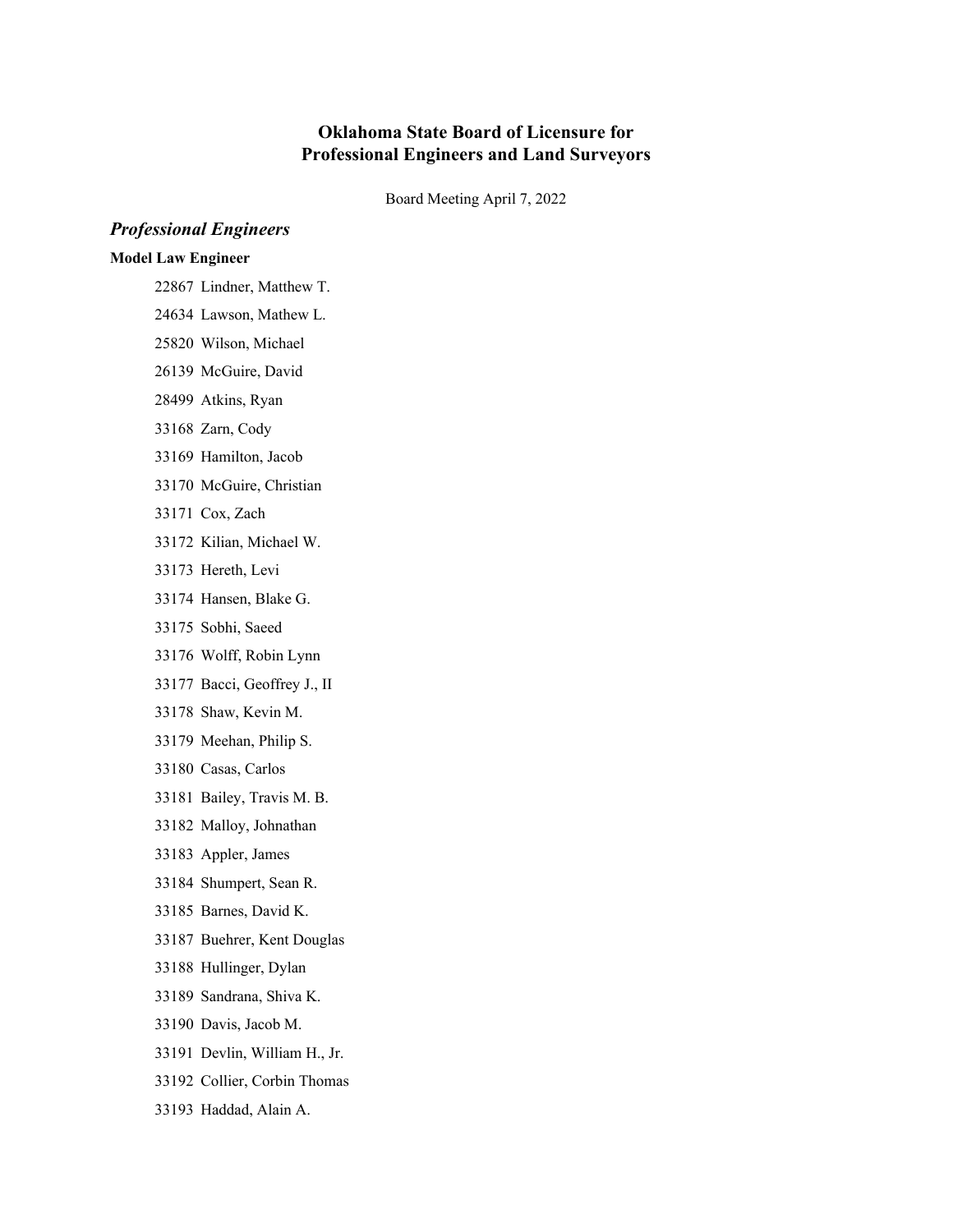# Oklahoma State Board of Licensure for Professional Engineers and Land Surveyors

Board Meeting April 7, 2022

## *Professional Engineers*

### Model Law Engineer

22867 Lindner, Matthew T.

24634 Lawson, Mathew L.

25820 Wilson, Michael

26139 McGuire, David

28499 Atkins, Ryan

33168 Zarn, Cody

33169 Hamilton, Jacob

33170 McGuire, Christian

33171 Cox, Zach

33172 Kilian, Michael W.

33173 Hereth, Levi

33174 Hansen, Blake G.

33175 Sobhi, Saeed

33176 Wolff, Robin Lynn

33177 Bacci, Geoffrey J., II

33178 Shaw, Kevin M.

33179 Meehan, Philip S.

33180 Casas, Carlos

33181 Bailey, Travis M. B.

33182 Malloy, Johnathan

33183 Appler, James

33184 Shumpert, Sean R.

33185 Barnes, David K.

33187 Buehrer, Kent Douglas

33188 Hullinger, Dylan

33189 Sandrana, Shiva K.

33190 Davis, Jacob M.

33191 Devlin, William H., Jr.

33192 Collier, Corbin Thomas

33193 Haddad, Alain A.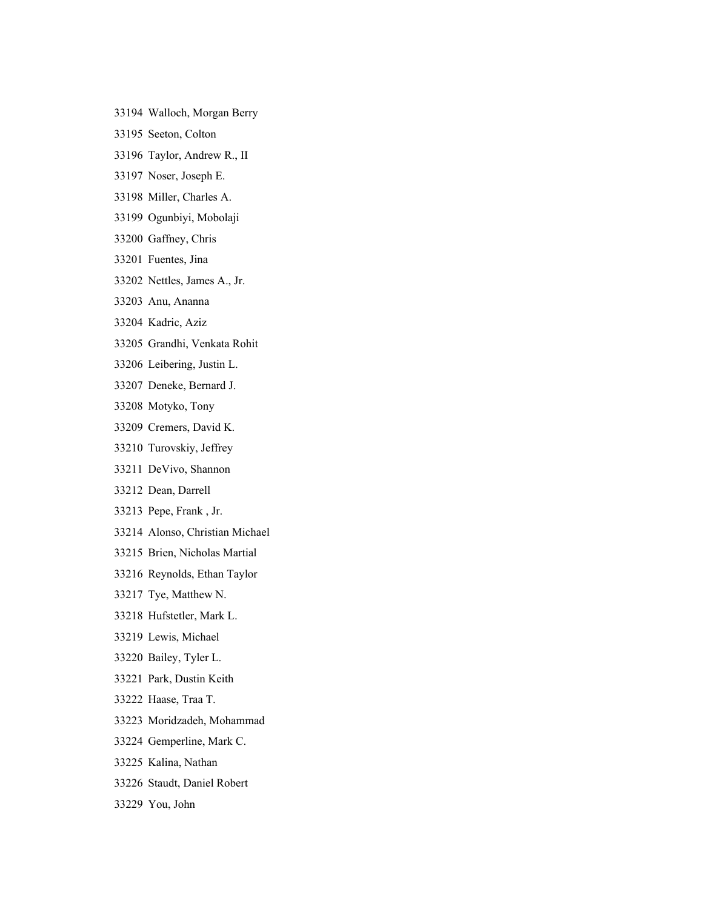33194 Walloch, Morgan Berry

33195 Seeton, Colton

33196 Taylor, Andrew R., II

33197 Noser, Joseph E.

33198 Miller, Charles A.

33199 Ogunbiyi, Mobolaji

33200 Gaffney, Chris

33201 Fuentes, Jina

33202 Nettles, James A., Jr.

33203 Anu, Ananna

33204 Kadric, Aziz

33205 Grandhi, Venkata Rohit

33206 Leibering, Justin L.

33207 Deneke, Bernard J.

33208 Motyko, Tony

33209 Cremers, David K.

33210 Turovskiy, Jeffrey

33211 DeVivo, Shannon

33212 Dean, Darrell

33213 Pepe, Frank , Jr.

33214 Alonso, Christian Michael

33215 Brien, Nicholas Martial

33216 Reynolds, Ethan Taylor

33217 Tye, Matthew N.

33218 Hufstetler, Mark L.

33219 Lewis, Michael

33220 Bailey, Tyler L.

33221 Park, Dustin Keith

33222 Haase, Traa T.

33223 Moridzadeh, Mohammad

33224 Gemperline, Mark C.

33225 Kalina, Nathan

33226 Staudt, Daniel Robert

33229 You, John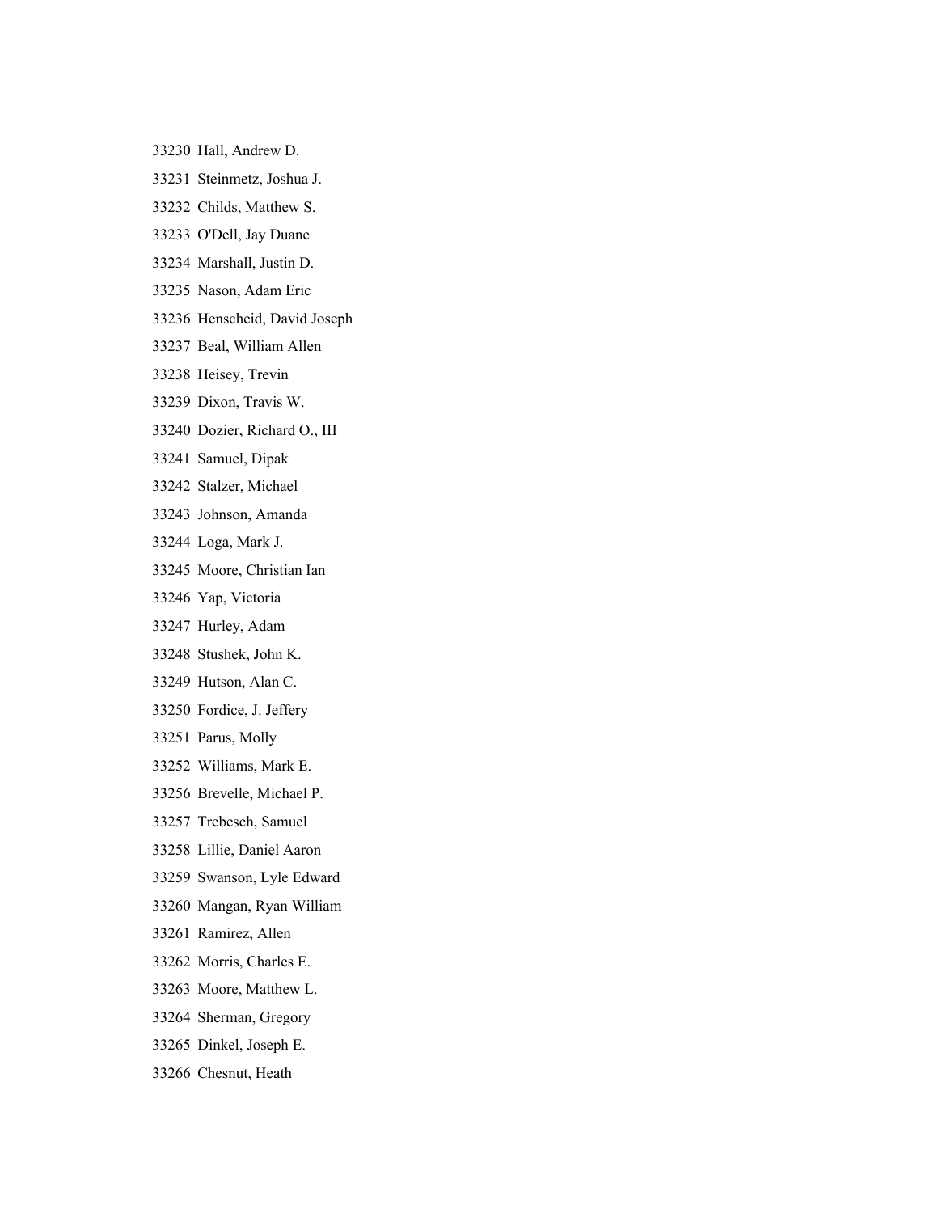33230 Hall, Andrew D.

33231 Steinmetz, Joshua J.

33232 Childs, Matthew S.

33233 O'Dell, Jay Duane

33234 Marshall, Justin D.

33235 Nason, Adam Eric

33236 Henscheid, David Joseph

33237 Beal, William Allen

33238 Heisey, Trevin

33239 Dixon, Travis W.

33240 Dozier, Richard O., III

33241 Samuel, Dipak

33242 Stalzer, Michael

33243 Johnson, Amanda

33244 Loga, Mark J.

33245 Moore, Christian Ian

33246 Yap, Victoria

33247 Hurley, Adam

33248 Stushek, John K.

33249 Hutson, Alan C.

33250 Fordice, J. Jeffery

33251 Parus, Molly

33252 Williams, Mark E.

33256 Brevelle, Michael P.

33257 Trebesch, Samuel

33258 Lillie, Daniel Aaron

33259 Swanson, Lyle Edward

33260 Mangan, Ryan William

33261 Ramirez, Allen

33262 Morris, Charles E.

33263 Moore, Matthew L.

33264 Sherman, Gregory

33265 Dinkel, Joseph E.

33266 Chesnut, Heath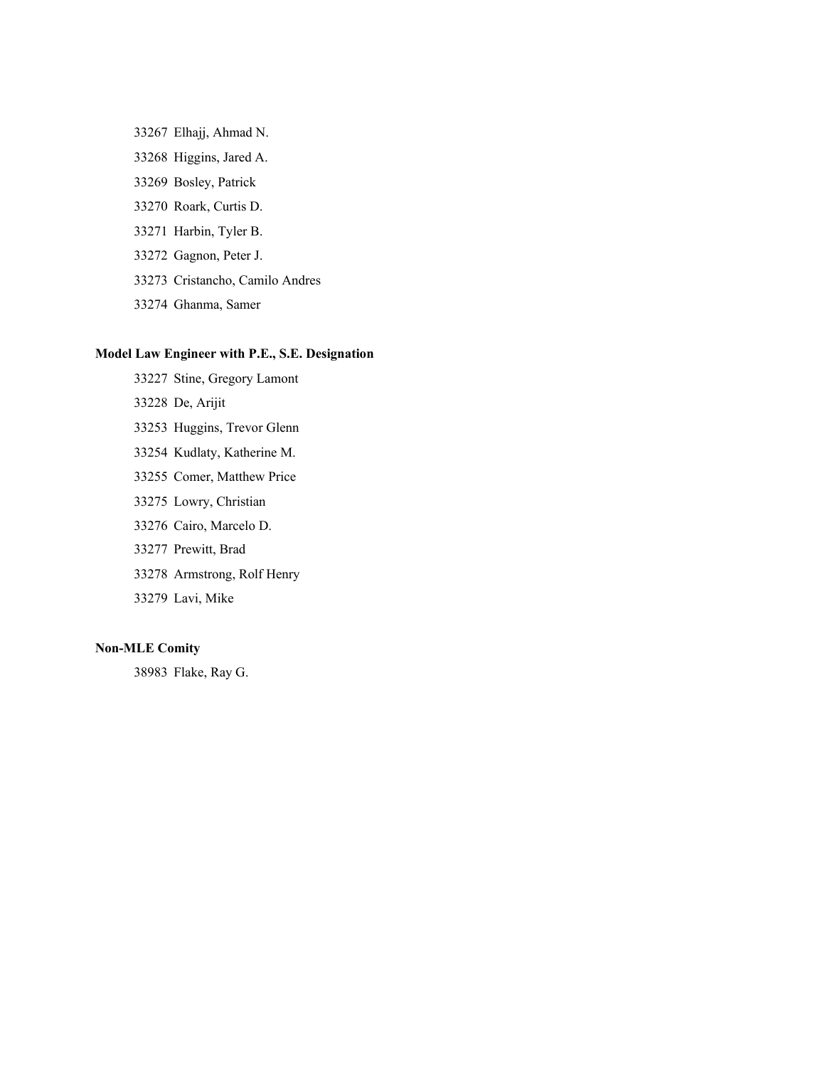33267 Elhajj, Ahmad N.

33268 Higgins, Jared A.

33269 Bosley, Patrick

33270 Roark, Curtis D.

33271 Harbin, Tyler B.

33272 Gagnon, Peter J.

33273 Cristancho, Camilo Andres

33274 Ghanma, Samer

**Model Law Engineer with P.E., S.E. Designation**

33227 Stine, Gregory Lamont

33228 De, Arijit

33253 Huggins, Trevor Glenn

33254 Kudlaty, Katherine M.

33255 Comer, Matthew Price

33275 Lowry, Christian

33276 Cairo, Marcelo D.

33277 Prewitt, Brad

33278 Armstrong, Rolf Henry

33279 Lavi, Mike

**Non-MLE Comity**

38983 Flake, Ray G.